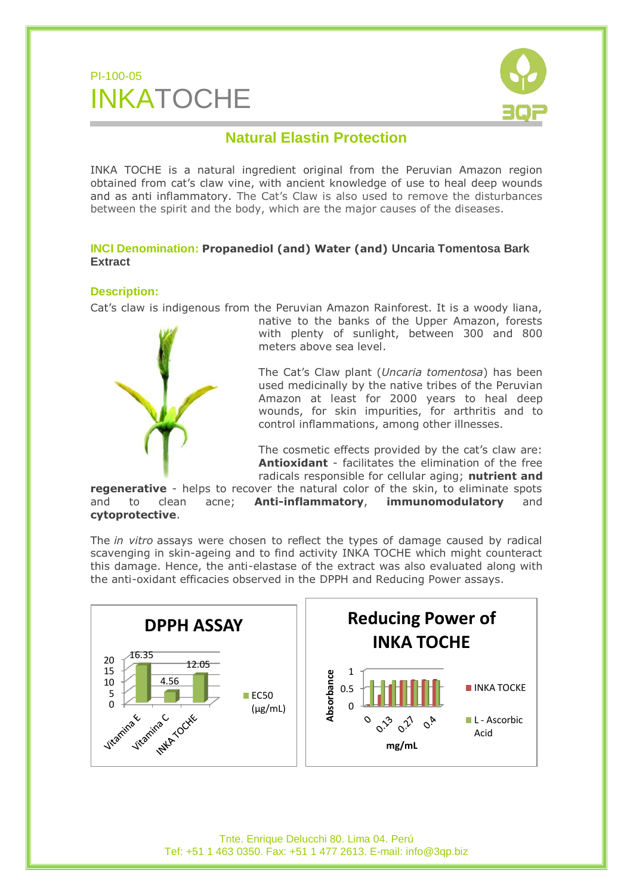PI-100-05

# INKATOCHE

## Natural Elastin Protection

INKA TOCHE is a natural ingredient original from the Peruvian Amazon region obtained from cat's claw vine, with ancient knowledge of use to heal deep wounds and as anti inflammatory. The Cat's Claw is also used to remove the disturbances between the spirit and the body, which are the major causes of the diseases.

**INCI Denomination:** **Propanediol (and) Water (and) Uncaria Tomentosa Bark Extract**

**Description:**

Cat's claw is indigenous from the Peruvian Amazon Rainforest. It is a woody liana, native to the banks of the Upper Amazon, forests with plenty of sunlight, between 300 and 800 meters above sea level.

The Cat's Claw plant (*Uncaria tomentosa*) has been used medicinally by the native tribes of the Peruvian Amazon at least for 2000 years to heal deep wounds, for skin impurities, for arthritis and to control inflammations, among other illnesses.

The cosmetic effects provided by the cat's claw are: **Antioxidant** - facilitates the elimination of the free radicals responsible for cellular aging; **nutrient and regenerative** - helps to recover the natural color of the skin, to eliminate spots and to clean acne; **Anti-inflammatory**, **immunomodulatory** and **cytoprotective**.

The *in vitro* assays were chosen to reflect the types of damage caused by radical scavenging in skin-ageing and to find activity INKA TOCHE which might counteract this damage. Hence, the anti-elastase of the extract was also evaluated along with the anti-oxidant efficacies observed in the DPPH and Reducing Power assays.

**DPPH ASSAY**

| | EC50 (µg/mL) |
|---|---|
| Vitamina E | 16.35 |
| Vitamina C | 4.56 |
| INKA TOCHE | 12.05 |

**Reducing Power of INKA TOCHE**

Absorbance vs. mg/mL (0, 0.13, 0.27, 0.4); series: INKA TOCKE, L - Ascorbic Acid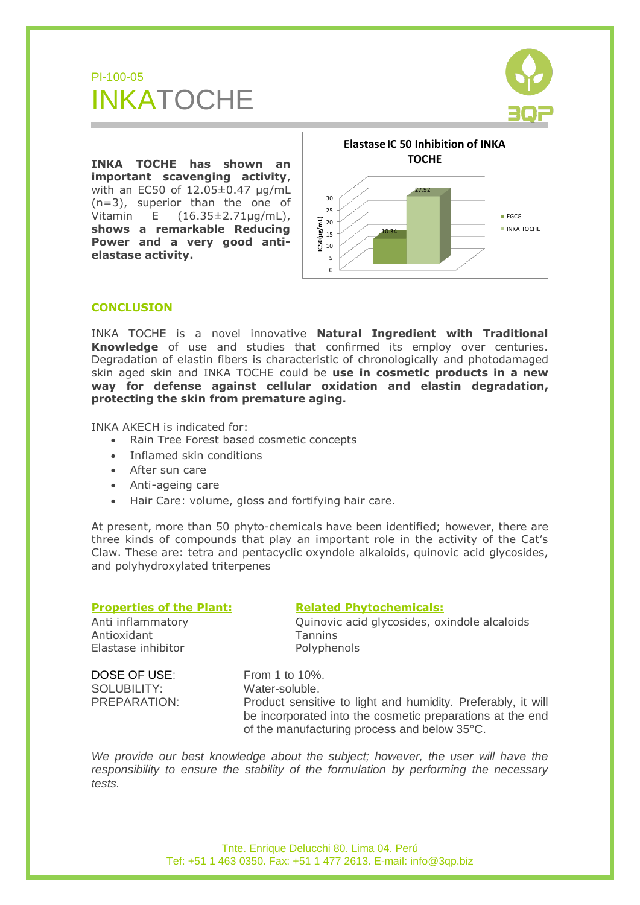PI-100-05

# INKATOCHE

**INKA TOCHE has shown an important scavenging activity**, with an EC50 of 12.05±0.47 µg/mL (n=3), superior than the one of Vitamin E (16.35±2.71µg/mL), **shows a remarkable Reducing Power and a very good anti-elastase activity.**

Elastase IC 50 Inhibition of INKA TOCHE

IC50(µg/mL)

0
5
10
15
20
25
30

10.34
27.92

EGCG
INKA TOCHE

## CONCLUSION

INKA TOCHE is a novel innovative **Natural Ingredient with Traditional Knowledge** of use and studies that confirmed its employ over centuries. Degradation of elastin fibers is characteristic of chronologically and photodamaged skin aged skin and INKA TOCHE could be **use in cosmetic products in a new way for defense against cellular oxidation and elastin degradation, protecting the skin from premature aging.**

INKA AKECH is indicated for:

- Rain Tree Forest based cosmetic concepts
- Inflamed skin conditions
- After sun care
- Anti-ageing care
- Hair Care: volume, gloss and fortifying hair care.

At present, more than 50 phyto-chemicals have been identified; however, there are three kinds of compounds that play an important role in the activity of the Cat's Claw. These are: tetra and pentacyclic oxyndole alkaloids, quinovic acid glycosides, and polyhydroxylated triterpenes

**Properties of the Plant:**

Anti inflammatory
Antioxidant
Elastase inhibitor

**Related Phytochemicals:**

Quinovic acid glycosides, oxindole alcaloids
Tannins
Polyphenols

| | |
|---|---|
| DOSE OF USE: | From 1 to 10%. |
| SOLUBILITY: | Water-soluble. |
| PREPARATION: | Product sensitive to light and humidity. Preferably, it will be incorporated into the cosmetic preparations at the end of the manufacturing process and below 35°C. |

*We provide our best knowledge about the subject; however, the user will have the responsibility to ensure the stability of the formulation by performing the necessary tests.*

Tnte. Enrique Delucchi 80. Lima 04. Perú
Tef: +51 1 463 0350. Fax: +51 1 477 2613. E-mail: info@3qp.biz